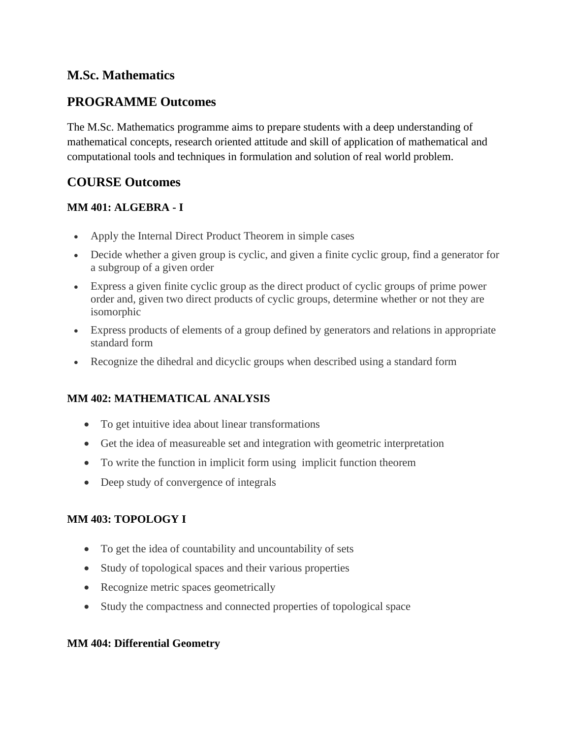## M.Sc. Mathematics

## PROGRAMME Outcomes

The M.Sc. Mathematics programme aims to prepare students with a deep understanding of mathematical concepts, research oriented attitude and skill of application of mathematical and computational tools and techniques in formulation and solution of real world problem.

## COURSE Outcomes

### MM 401: ALGEBRA - I

- Apply the Internal Direct Product Theorem in simple cases
- Decide whether a given group is cyclic, and given a finite cyclic group, find a generator for a subgroup of a given order
- Express a given finite cyclic group as the direct product of cyclic groups of prime power order and, given two direct products of cyclic groups, determine whether or not they are isomorphic
- Express products of elements of a group defined by generators and relations in appropriate standard form
- Recognize the dihedral and dicyclic groups when described using a standard form

### MM 402: MATHEMATICAL ANALYSIS

- To get intuitive idea about linear transformations
- Get the idea of measureable set and integration with geometric interpretation
- To write the function in implicit form using implicit function theorem
- Deep study of convergence of integrals

### MM 403: TOPOLOGY I

- To get the idea of countability and uncountability of sets
- Study of topological spaces and their various properties
- Recognize metric spaces geometrically
- Study the compactness and connected properties of topological space

### MM 404: Differential Geometry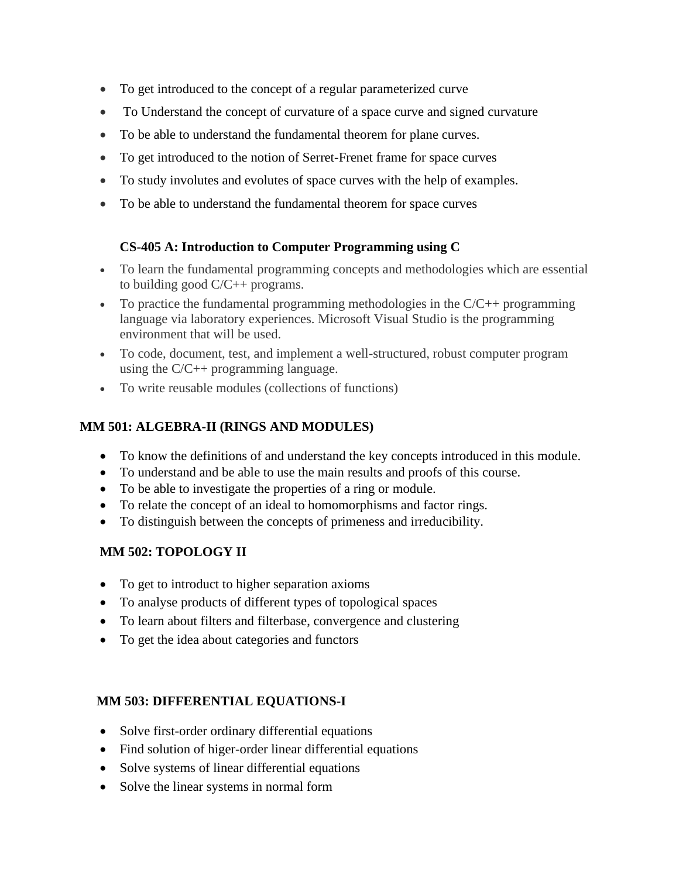- To get introduced to the concept of a regular parameterized curve
- To Understand the concept of curvature of a space curve and signed curvature
- To be able to understand the fundamental theorem for plane curves.
- To get introduced to the notion of Serret-Frenet frame for space curves
- To study involutes and evolutes of space curves with the help of examples.
- To be able to understand the fundamental theorem for space curves

### CS-405 A: Introduction to Computer Programming using C

- To learn the fundamental programming concepts and methodologies which are essential to building good C/C++ programs.
- To practice the fundamental programming methodologies in the C/C++ programming language via laboratory experiences. Microsoft Visual Studio is the programming environment that will be used.
- To code, document, test, and implement a well-structured, robust computer program using the C/C++ programming language.
- To write reusable modules (collections of functions)

### MM 501: ALGEBRA-II (RINGS AND MODULES)

- To know the definitions of and understand the key concepts introduced in this module.
- To understand and be able to use the main results and proofs of this course.
- To be able to investigate the properties of a ring or module.
- To relate the concept of an ideal to homomorphisms and factor rings.
- To distinguish between the concepts of primeness and irreducibility.

### MM 502: TOPOLOGY II

- To get to introduct to higher separation axioms
- To analyse products of different types of topological spaces
- To learn about filters and filterbase, convergence and clustering
- To get the idea about categories and functors

### MM 503: DIFFERENTIAL EQUATIONS-I

- Solve first-order ordinary differential equations
- Find solution of higer-order linear differential equations
- Solve systems of linear differential equations
- Solve the linear systems in normal form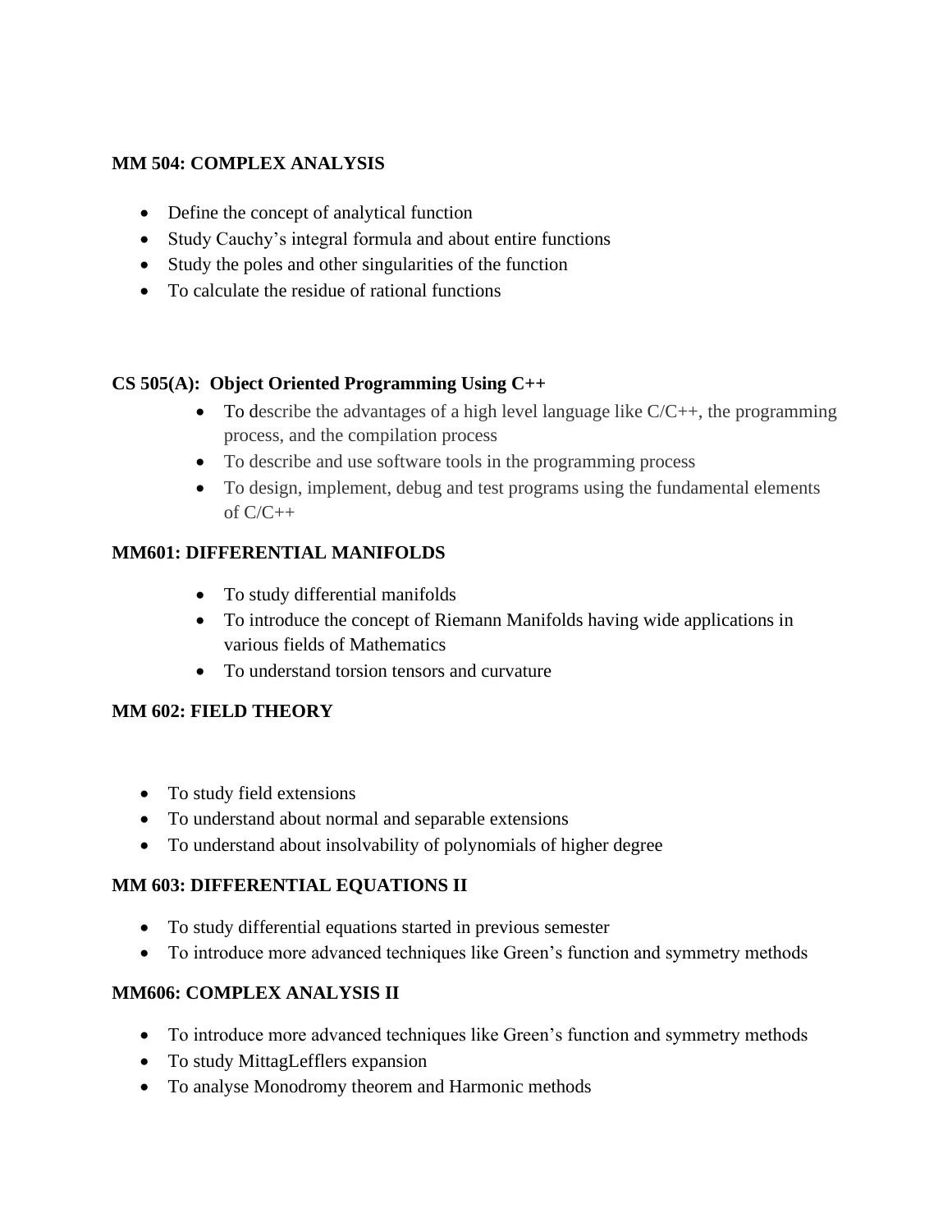**MM 504: COMPLEX ANALYSIS**

- Define the concept of analytical function
- Study Cauchy's integral formula and about entire functions
- Study the poles and other singularities of the function
- To calculate the residue of rational functions

**CS 505(A): Object Oriented Programming Using C++**

- To describe the advantages of a high level language like C/C++, the programming process, and the compilation process
- To describe and use software tools in the programming process
- To design, implement, debug and test programs using the fundamental elements of C/C++

**MM601: DIFFERENTIAL MANIFOLDS**

- To study differential manifolds
- To introduce the concept of Riemann Manifolds having wide applications in various fields of Mathematics
- To understand torsion tensors and curvature

**MM 602: FIELD THEORY**

- To study field extensions
- To understand about normal and separable extensions
- To understand about insolvability of polynomials of higher degree

**MM 603: DIFFERENTIAL EQUATIONS II**

- To study differential equations started in previous semester
- To introduce more advanced techniques like Green's function and symmetry methods

**MM606: COMPLEX ANALYSIS II**

- To introduce more advanced techniques like Green's function and symmetry methods
- To study MittagLefflers expansion
- To analyse Monodromy theorem and Harmonic methods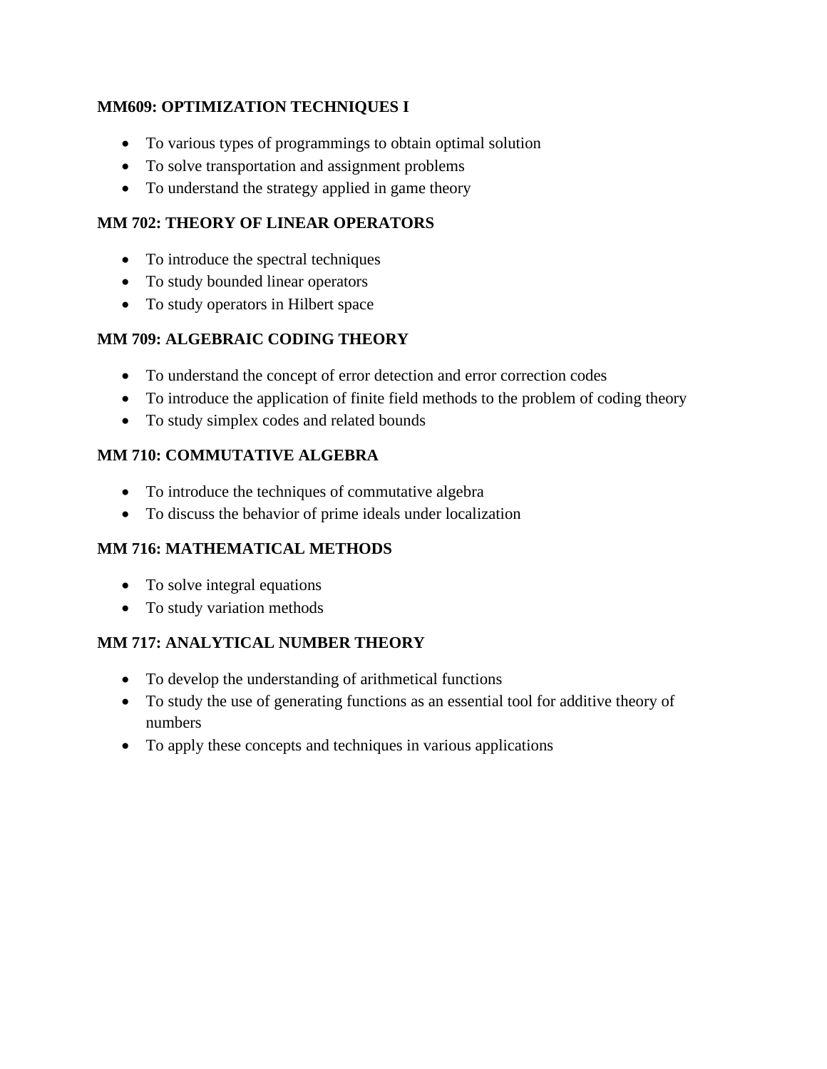**MM609: OPTIMIZATION TECHNIQUES I**

- To various types of programmings to obtain optimal solution
- To solve transportation and assignment problems
- To understand the strategy applied in game theory

**MM 702: THEORY OF LINEAR OPERATORS**

- To introduce the spectral techniques
- To study bounded linear operators
- To study operators in Hilbert space

**MM 709: ALGEBRAIC CODING THEORY**

- To understand the concept of error detection and error correction codes
- To introduce the application of finite field methods to the problem of coding theory
- To study simplex codes and related bounds

**MM 710: COMMUTATIVE ALGEBRA**

- To introduce the techniques of commutative algebra
- To discuss the behavior of prime ideals under localization

**MM 716: MATHEMATICAL METHODS**

- To solve integral equations
- To study variation methods

**MM 717: ANALYTICAL NUMBER THEORY**

- To develop the understanding of arithmetical functions
- To study the use of generating functions as an essential tool for additive theory of numbers
- To apply these concepts and techniques in various applications